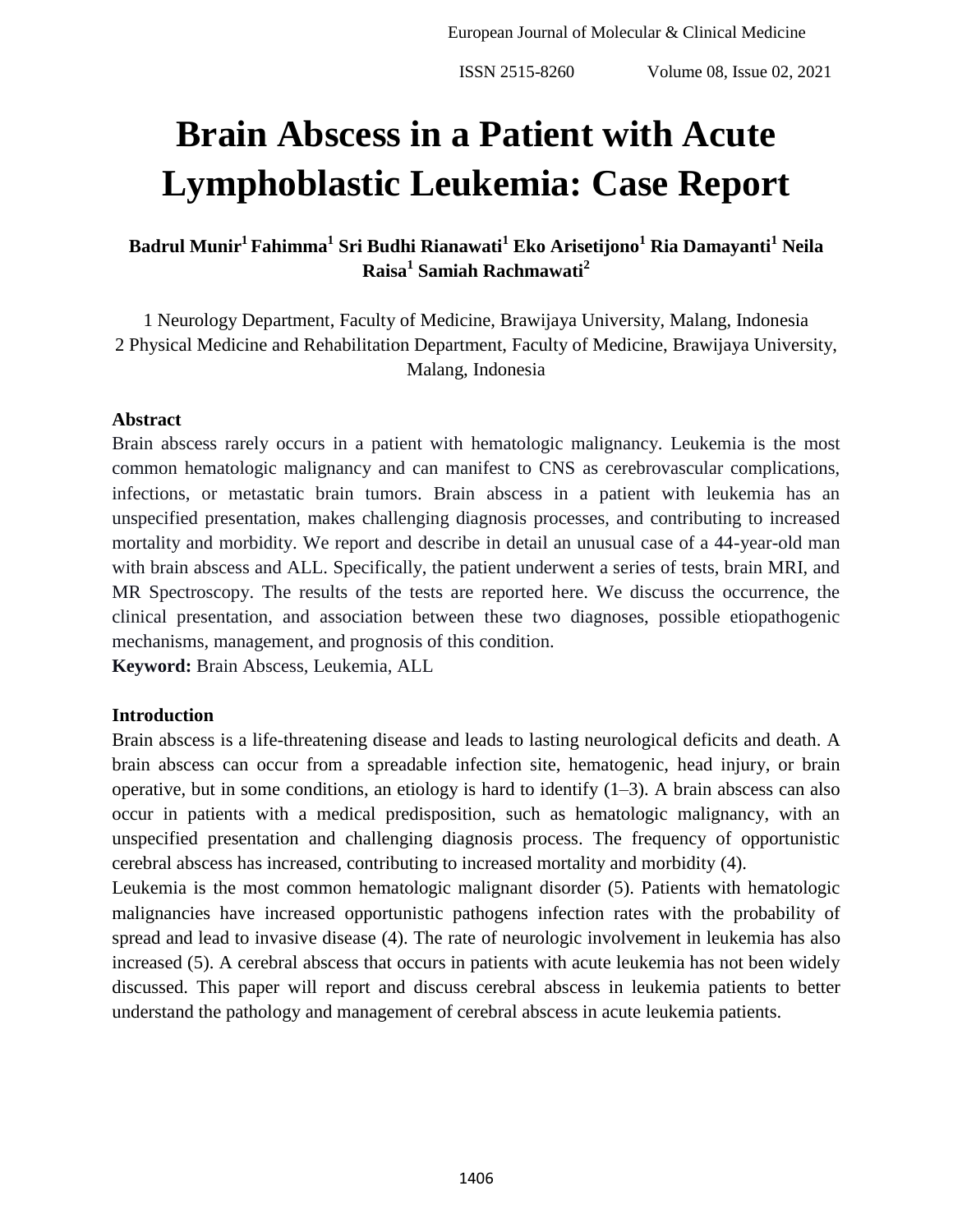# Brain Abscess in a Patient with Acute Lymphoblastic Leukemia: Case Report

**Badrul Munir[1] Fahimma[1] Sri Budhi Rianawati[1] Eko Arisetijono[1] Ria Damayanti[1] Neila Raisa[1] Samiah Rachmawati[2]**

1 Neurology Department, Faculty of Medicine, Brawijaya University, Malang, Indonesia
2 Physical Medicine and Rehabilitation Department, Faculty of Medicine, Brawijaya University, Malang, Indonesia

### Abstract

Brain abscess rarely occurs in a patient with hematologic malignancy. Leukemia is the most common hematologic malignancy and can manifest to CNS as cerebrovascular complications, infections, or metastatic brain tumors. Brain abscess in a patient with leukemia has an unspecified presentation, makes challenging diagnosis processes, and contributing to increased mortality and morbidity. We report and describe in detail an unusual case of a 44-year-old man with brain abscess and ALL. Specifically, the patient underwent a series of tests, brain MRI, and MR Spectroscopy. The results of the tests are reported here. We discuss the occurrence, the clinical presentation, and association between these two diagnoses, possible etiopathogenic mechanisms, management, and prognosis of this condition.

**Keyword:** Brain Abscess, Leukemia, ALL

### Introduction

Brain abscess is a life-threatening disease and leads to lasting neurological deficits and death. A brain abscess can occur from a spreadable infection site, hematogenic, head injury, or brain operative, but in some conditions, an etiology is hard to identify (1–3). A brain abscess can also occur in patients with a medical predisposition, such as hematologic malignancy, with an unspecified presentation and challenging diagnosis process. The frequency of opportunistic cerebral abscess has increased, contributing to increased mortality and morbidity (4).

Leukemia is the most common hematologic malignant disorder (5). Patients with hematologic malignancies have increased opportunistic pathogens infection rates with the probability of spread and lead to invasive disease (4). The rate of neurologic involvement in leukemia has also increased (5). A cerebral abscess that occurs in patients with acute leukemia has not been widely discussed. This paper will report and discuss cerebral abscess in leukemia patients to better understand the pathology and management of cerebral abscess in acute leukemia patients.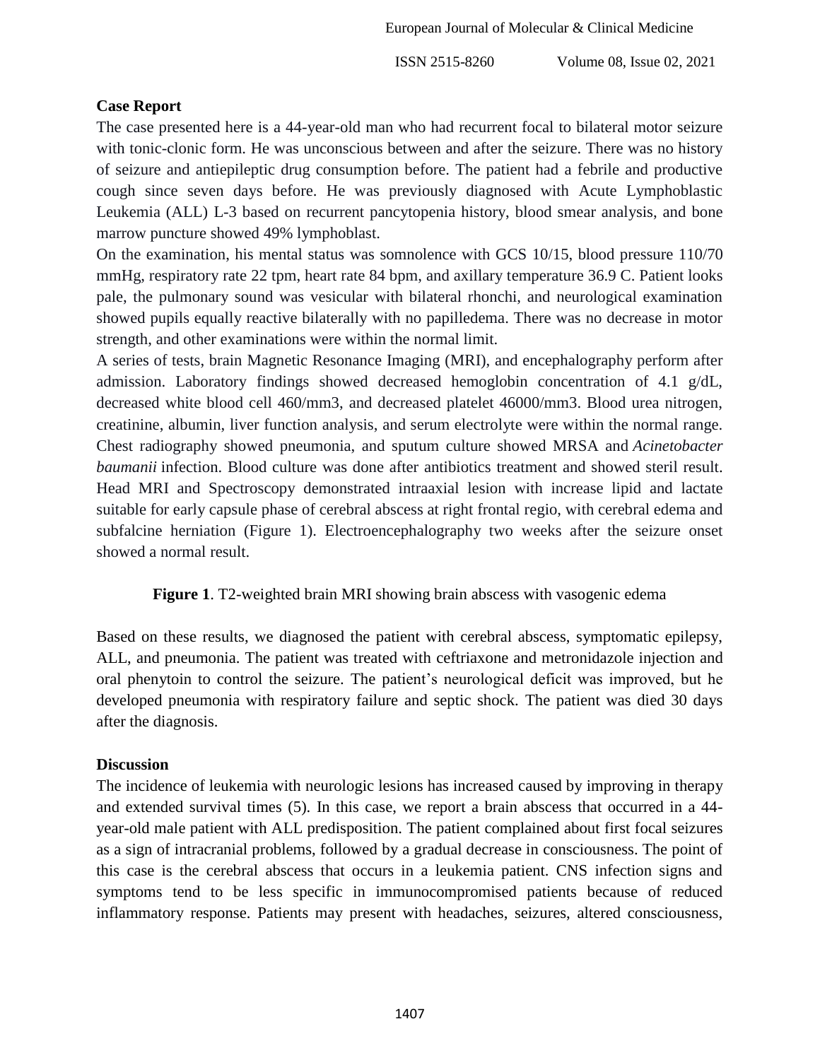## Case Report

The case presented here is a 44-year-old man who had recurrent focal to bilateral motor seizure with tonic-clonic form. He was unconscious between and after the seizure. There was no history of seizure and antiepileptic drug consumption before. The patient had a febrile and productive cough since seven days before. He was previously diagnosed with Acute Lymphoblastic Leukemia (ALL) L-3 based on recurrent pancytopenia history, blood smear analysis, and bone marrow puncture showed 49% lymphoblast.

On the examination, his mental status was somnolence with GCS 10/15, blood pressure 110/70 mmHg, respiratory rate 22 tpm, heart rate 84 bpm, and axillary temperature 36.9 C. Patient looks pale, the pulmonary sound was vesicular with bilateral rhonchi, and neurological examination showed pupils equally reactive bilaterally with no papilledema. There was no decrease in motor strength, and other examinations were within the normal limit.

A series of tests, brain Magnetic Resonance Imaging (MRI), and encephalography perform after admission. Laboratory findings showed decreased hemoglobin concentration of 4.1 g/dL, decreased white blood cell 460/mm3, and decreased platelet 46000/mm3. Blood urea nitrogen, creatinine, albumin, liver function analysis, and serum electrolyte were within the normal range. Chest radiography showed pneumonia, and sputum culture showed MRSA and *Acinetobacter baumanii* infection. Blood culture was done after antibiotics treatment and showed steril result. Head MRI and Spectroscopy demonstrated intraaxial lesion with increase lipid and lactate suitable for early capsule phase of cerebral abscess at right frontal regio, with cerebral edema and subfalcine herniation (Figure 1). Electroencephalography two weeks after the seizure onset showed a normal result.

**Figure 1**. T2-weighted brain MRI showing brain abscess with vasogenic edema

Based on these results, we diagnosed the patient with cerebral abscess, symptomatic epilepsy, ALL, and pneumonia. The patient was treated with ceftriaxone and metronidazole injection and oral phenytoin to control the seizure. The patient's neurological deficit was improved, but he developed pneumonia with respiratory failure and septic shock. The patient was died 30 days after the diagnosis.

## Discussion

The incidence of leukemia with neurologic lesions has increased caused by improving in therapy and extended survival times (5). In this case, we report a brain abscess that occurred in a 44-year-old male patient with ALL predisposition. The patient complained about first focal seizures as a sign of intracranial problems, followed by a gradual decrease in consciousness. The point of this case is the cerebral abscess that occurs in a leukemia patient. CNS infection signs and symptoms tend to be less specific in immunocompromised patients because of reduced inflammatory response. Patients may present with headaches, seizures, altered consciousness,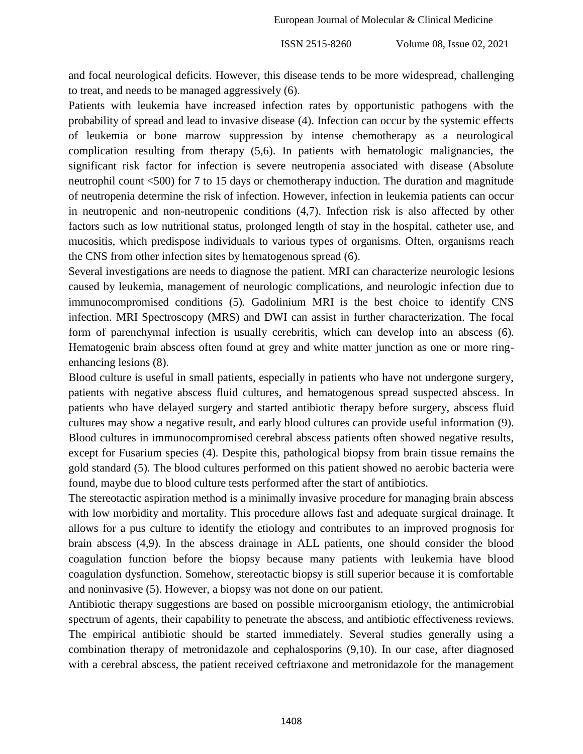and focal neurological deficits. However, this disease tends to be more widespread, challenging to treat, and needs to be managed aggressively (6).

Patients with leukemia have increased infection rates by opportunistic pathogens with the probability of spread and lead to invasive disease (4). Infection can occur by the systemic effects of leukemia or bone marrow suppression by intense chemotherapy as a neurological complication resulting from therapy (5,6). In patients with hematologic malignancies, the significant risk factor for infection is severe neutropenia associated with disease (Absolute neutrophil count <500) for 7 to 15 days or chemotherapy induction. The duration and magnitude of neutropenia determine the risk of infection. However, infection in leukemia patients can occur in neutropenic and non-neutropenic conditions (4,7). Infection risk is also affected by other factors such as low nutritional status, prolonged length of stay in the hospital, catheter use, and mucositis, which predispose individuals to various types of organisms. Often, organisms reach the CNS from other infection sites by hematogenous spread (6).

Several investigations are needs to diagnose the patient. MRI can characterize neurologic lesions caused by leukemia, management of neurologic complications, and neurologic infection due to immunocompromised conditions (5). Gadolinium MRI is the best choice to identify CNS infection. MRI Spectroscopy (MRS) and DWI can assist in further characterization. The focal form of parenchymal infection is usually cerebritis, which can develop into an abscess (6). Hematogenic brain abscess often found at grey and white matter junction as one or more ring-enhancing lesions (8).

Blood culture is useful in small patients, especially in patients who have not undergone surgery, patients with negative abscess fluid cultures, and hematogenous spread suspected abscess. In patients who have delayed surgery and started antibiotic therapy before surgery, abscess fluid cultures may show a negative result, and early blood cultures can provide useful information (9). Blood cultures in immunocompromised cerebral abscess patients often showed negative results, except for Fusarium species (4). Despite this, pathological biopsy from brain tissue remains the gold standard (5). The blood cultures performed on this patient showed no aerobic bacteria were found, maybe due to blood culture tests performed after the start of antibiotics.

The stereotactic aspiration method is a minimally invasive procedure for managing brain abscess with low morbidity and mortality. This procedure allows fast and adequate surgical drainage. It allows for a pus culture to identify the etiology and contributes to an improved prognosis for brain abscess (4,9). In the abscess drainage in ALL patients, one should consider the blood coagulation function before the biopsy because many patients with leukemia have blood coagulation dysfunction. Somehow, stereotactic biopsy is still superior because it is comfortable and noninvasive (5). However, a biopsy was not done on our patient.

Antibiotic therapy suggestions are based on possible microorganism etiology, the antimicrobial spectrum of agents, their capability to penetrate the abscess, and antibiotic effectiveness reviews. The empirical antibiotic should be started immediately. Several studies generally using a combination therapy of metronidazole and cephalosporins (9,10). In our case, after diagnosed with a cerebral abscess, the patient received ceftriaxone and metronidazole for the management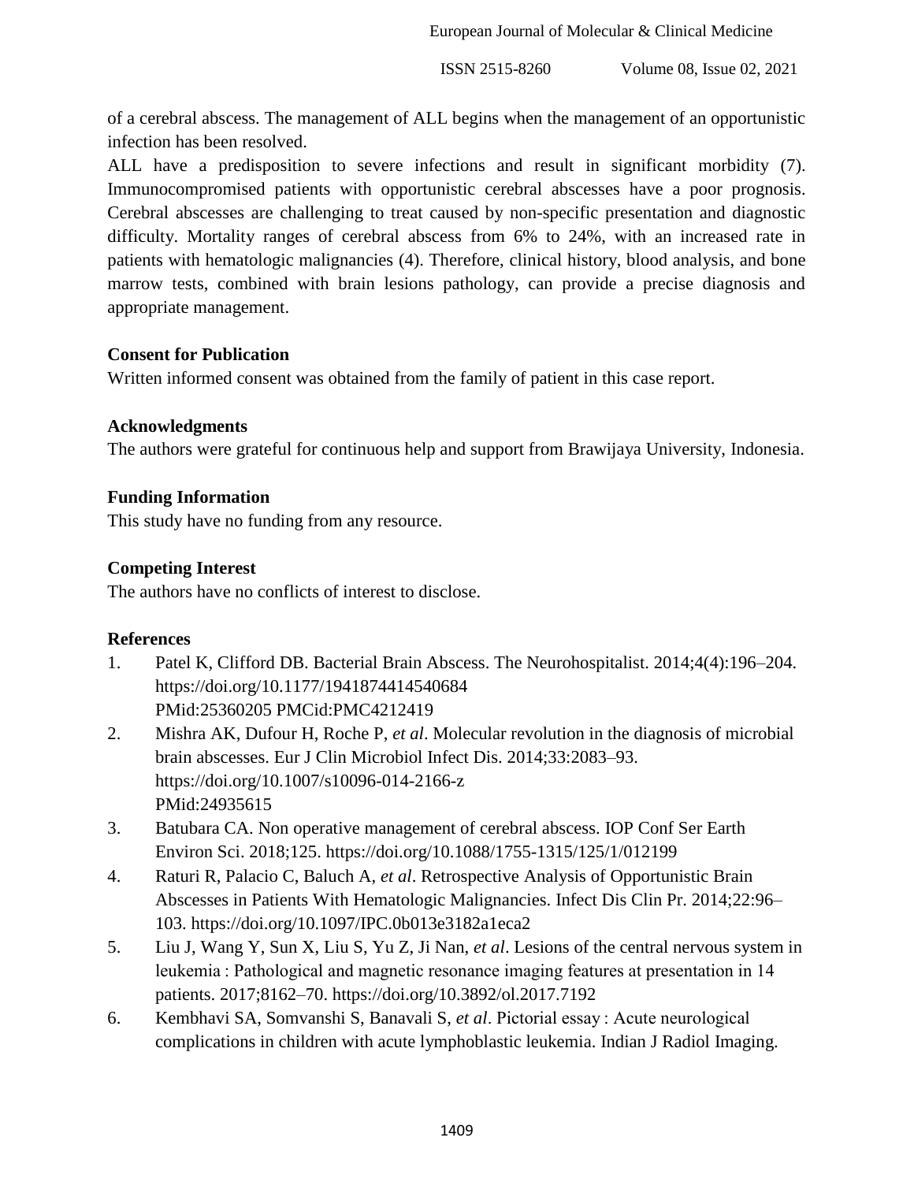of a cerebral abscess. The management of ALL begins when the management of an opportunistic infection has been resolved.

ALL have a predisposition to severe infections and result in significant morbidity (7). Immunocompromised patients with opportunistic cerebral abscesses have a poor prognosis. Cerebral abscesses are challenging to treat caused by non-specific presentation and diagnostic difficulty. Mortality ranges of cerebral abscess from 6% to 24%, with an increased rate in patients with hematologic malignancies (4). Therefore, clinical history, blood analysis, and bone marrow tests, combined with brain lesions pathology, can provide a precise diagnosis and appropriate management.

**Consent for Publication**

Written informed consent was obtained from the family of patient in this case report.

**Acknowledgments**

The authors were grateful for continuous help and support from Brawijaya University, Indonesia.

**Funding Information**

This study have no funding from any resource.

**Competing Interest**

The authors have no conflicts of interest to disclose.

**References**

1. Patel K, Clifford DB. Bacterial Brain Abscess. The Neurohospitalist. 2014;4(4):196–204. https://doi.org/10.1177/1941874414540684 PMid:25360205 PMCid:PMC4212419
2. Mishra AK, Dufour H, Roche P, *et al*. Molecular revolution in the diagnosis of microbial brain abscesses. Eur J Clin Microbiol Infect Dis. 2014;33:2083–93. https://doi.org/10.1007/s10096-014-2166-z PMid:24935615
3. Batubara CA. Non operative management of cerebral abscess. IOP Conf Ser Earth Environ Sci. 2018;125. https://doi.org/10.1088/1755-1315/125/1/012199
4. Raturi R, Palacio C, Baluch A, *et al*. Retrospective Analysis of Opportunistic Brain Abscesses in Patients With Hematologic Malignancies. Infect Dis Clin Pr. 2014;22:96–103. https://doi.org/10.1097/IPC.0b013e3182a1eca2
5. Liu J, Wang Y, Sun X, Liu S, Yu Z, Ji Nan, *et al*. Lesions of the central nervous system in leukemia : Pathological and magnetic resonance imaging features at presentation in 14 patients. 2017;8162–70. https://doi.org/10.3892/ol.2017.7192
6. Kembhavi SA, Somvanshi S, Banavali S, *et al*. Pictorial essay : Acute neurological complications in children with acute lymphoblastic leukemia. Indian J Radiol Imaging.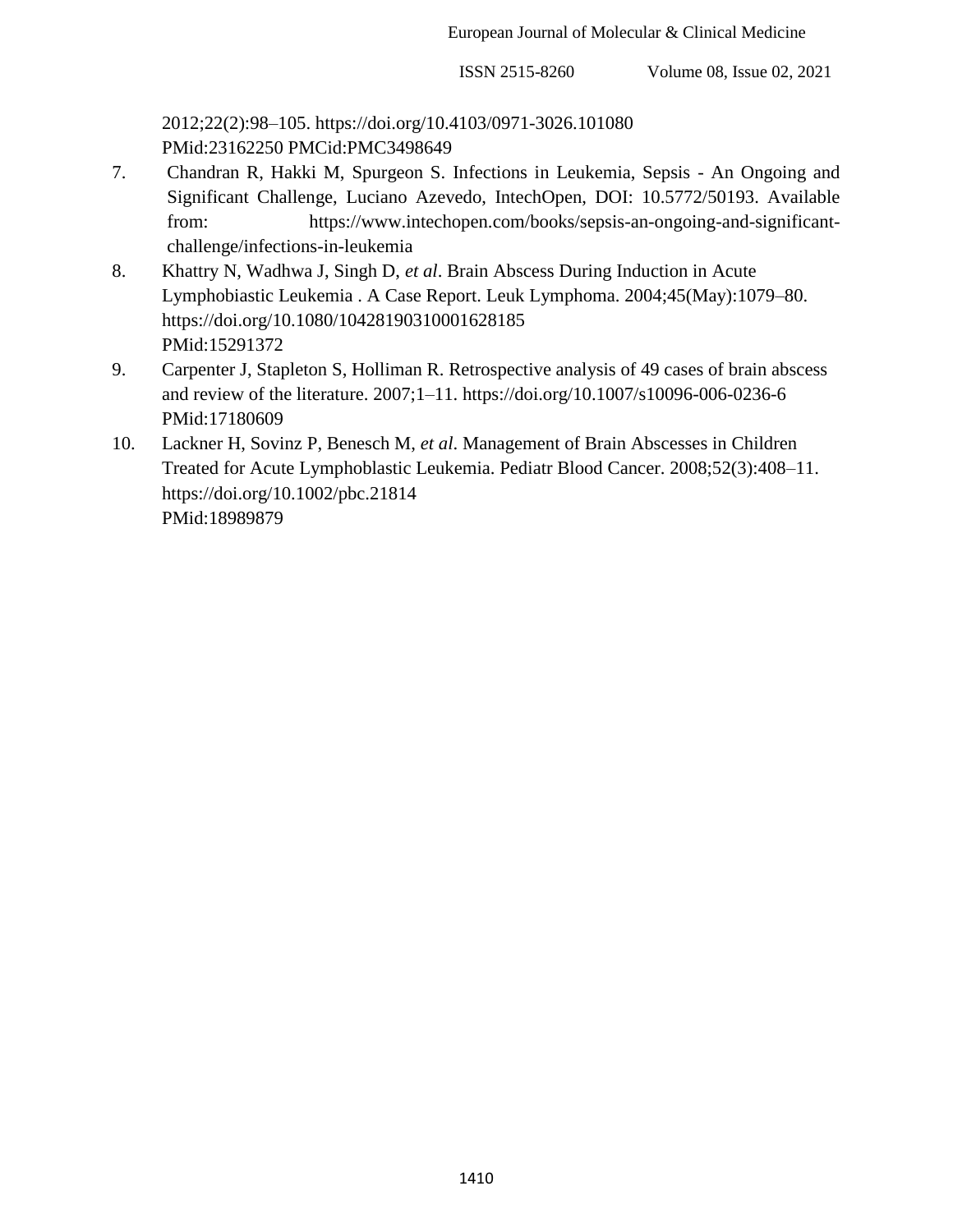2012;22(2):98–105. https://doi.org/10.4103/0971-3026.101080
PMid:23162250 PMCid:PMC3498649

7. Chandran R, Hakki M, Spurgeon S. Infections in Leukemia, Sepsis - An Ongoing and Significant Challenge, Luciano Azevedo, IntechOpen, DOI: 10.5772/50193. Available from: https://www.intechopen.com/books/sepsis-an-ongoing-and-significant-challenge/infections-in-leukemia
8. Khattry N, Wadhwa J, Singh D, *et al*. Brain Abscess During Induction in Acute Lymphobiastic Leukemia . A Case Report. Leuk Lymphoma. 2004;45(May):1079–80. https://doi.org/10.1080/10428190310001628185
PMid:15291372
9. Carpenter J, Stapleton S, Holliman R. Retrospective analysis of 49 cases of brain abscess and review of the literature. 2007;1–11. https://doi.org/10.1007/s10096-006-0236-6
PMid:17180609
10. Lackner H, Sovinz P, Benesch M, *et al*. Management of Brain Abscesses in Children Treated for Acute Lymphoblastic Leukemia. Pediatr Blood Cancer. 2008;52(3):408–11. https://doi.org/10.1002/pbc.21814
PMid:18989879